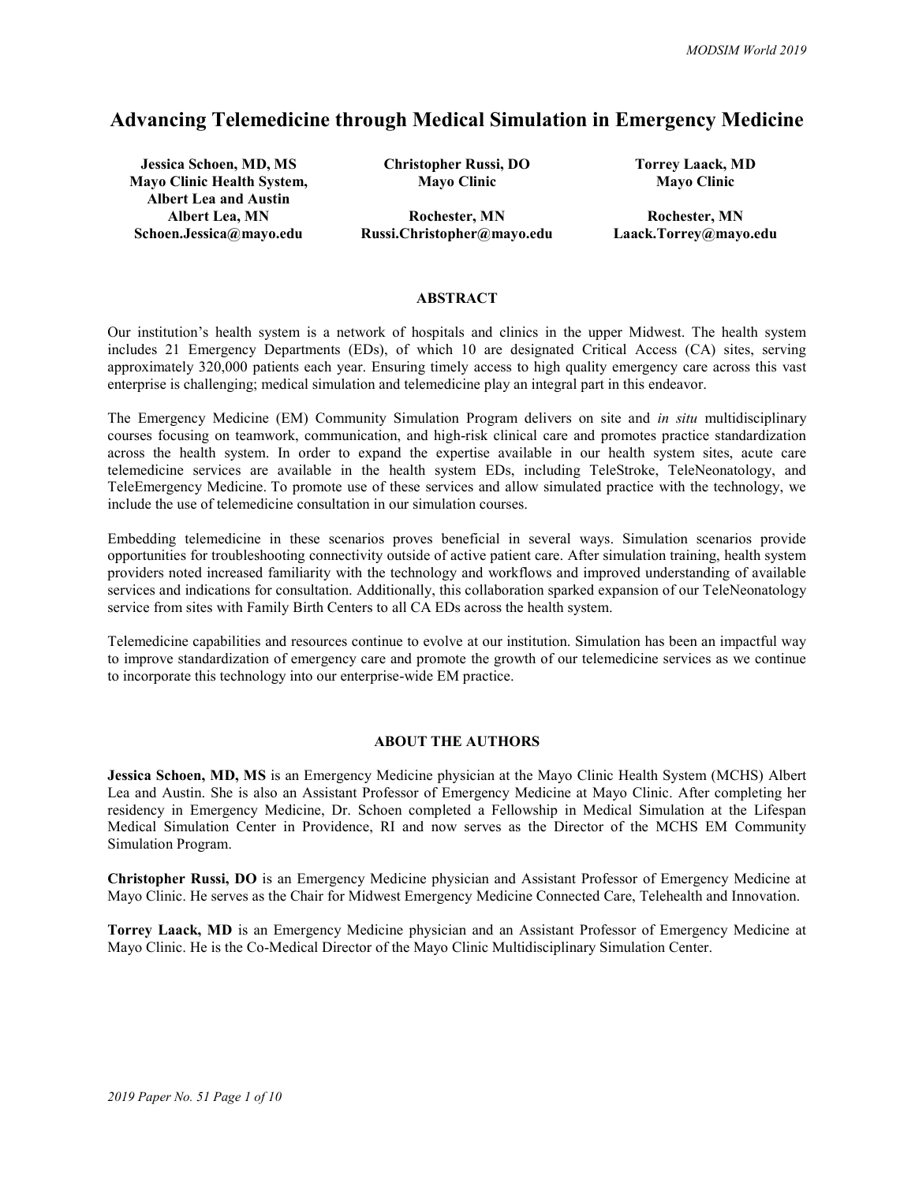# Advancing Telemedicine through Medical Simulation in Emergency Medicine

**Jessica Schoen, MD, MS**
**Mayo Clinic Health System, Albert Lea and Austin**
**Albert Lea, MN**
**Schoen.Jessica@mayo.edu**

**Christopher Russi, DO**
**Mayo Clinic**
**Rochester, MN**
**Russi.Christopher@mayo.edu**

**Torrey Laack, MD**
**Mayo Clinic**
**Rochester, MN**
**Laack.Torrey@mayo.edu**

## ABSTRACT

Our institution's health system is a network of hospitals and clinics in the upper Midwest. The health system includes 21 Emergency Departments (EDs), of which 10 are designated Critical Access (CA) sites, serving approximately 320,000 patients each year. Ensuring timely access to high quality emergency care across this vast enterprise is challenging; medical simulation and telemedicine play an integral part in this endeavor.

The Emergency Medicine (EM) Community Simulation Program delivers on site and *in situ* multidisciplinary courses focusing on teamwork, communication, and high-risk clinical care and promotes practice standardization across the health system. In order to expand the expertise available in our health system sites, acute care telemedicine services are available in the health system EDs, including TeleStroke, TeleNeonatology, and TeleEmergency Medicine. To promote use of these services and allow simulated practice with the technology, we include the use of telemedicine consultation in our simulation courses.

Embedding telemedicine in these scenarios proves beneficial in several ways. Simulation scenarios provide opportunities for troubleshooting connectivity outside of active patient care. After simulation training, health system providers noted increased familiarity with the technology and workflows and improved understanding of available services and indications for consultation. Additionally, this collaboration sparked expansion of our TeleNeonatology service from sites with Family Birth Centers to all CA EDs across the health system.

Telemedicine capabilities and resources continue to evolve at our institution. Simulation has been an impactful way to improve standardization of emergency care and promote the growth of our telemedicine services as we continue to incorporate this technology into our enterprise-wide EM practice.

## ABOUT THE AUTHORS

**Jessica Schoen, MD, MS** is an Emergency Medicine physician at the Mayo Clinic Health System (MCHS) Albert Lea and Austin. She is also an Assistant Professor of Emergency Medicine at Mayo Clinic. After completing her residency in Emergency Medicine, Dr. Schoen completed a Fellowship in Medical Simulation at the Lifespan Medical Simulation Center in Providence, RI and now serves as the Director of the MCHS EM Community Simulation Program.

**Christopher Russi, DO** is an Emergency Medicine physician and Assistant Professor of Emergency Medicine at Mayo Clinic. He serves as the Chair for Midwest Emergency Medicine Connected Care, Telehealth and Innovation.

**Torrey Laack, MD** is an Emergency Medicine physician and an Assistant Professor of Emergency Medicine at Mayo Clinic. He is the Co-Medical Director of the Mayo Clinic Multidisciplinary Simulation Center.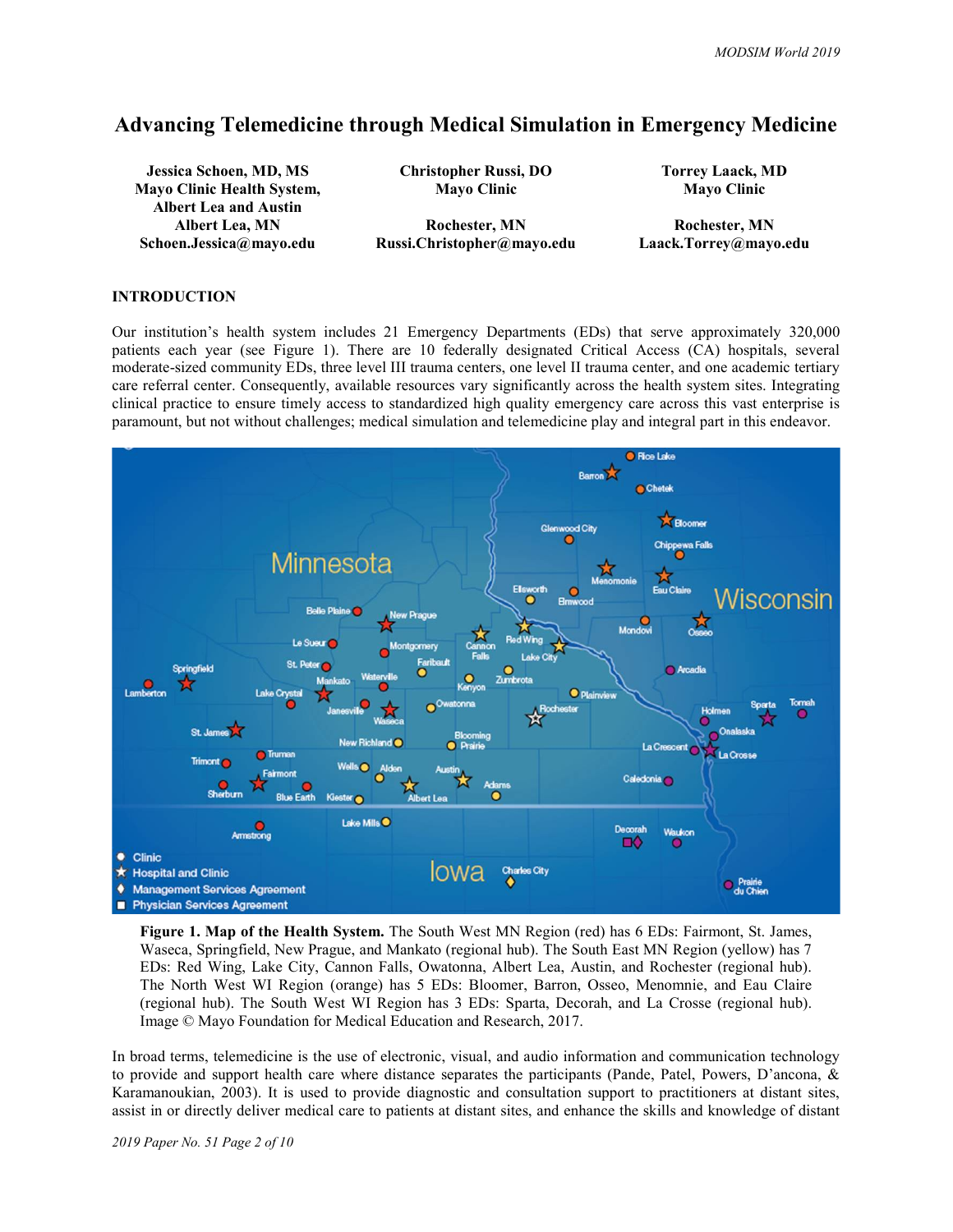# Advancing Telemedicine through Medical Simulation in Emergency Medicine

**Jessica Schoen, MD, MS**
**Mayo Clinic Health System, Albert Lea and Austin**
**Albert Lea, MN**
**Schoen.Jessica@mayo.edu**

**Christopher Russi, DO**
**Mayo Clinic**
**Rochester, MN**
**Russi.Christopher@mayo.edu**

**Torrey Laack, MD**
**Mayo Clinic**
**Rochester, MN**
**Laack.Torrey@mayo.edu**

## INTRODUCTION

Our institution's health system includes 21 Emergency Departments (EDs) that serve approximately 320,000 patients each year (see Figure 1). There are 10 federally designated Critical Access (CA) hospitals, several moderate-sized community EDs, three level III trauma centers, one level II trauma center, and one academic tertiary care referral center. Consequently, available resources vary significantly across the health system sites. Integrating clinical practice to ensure timely access to standardized high quality emergency care across this vast enterprise is paramount, but not without challenges; medical simulation and telemedicine play and integral part in this endeavor.

**Figure 1. Map of the Health System.** The South West MN Region (red) has 6 EDs: Fairmont, St. James, Waseca, Springfield, New Prague, and Mankato (regional hub). The South East MN Region (yellow) has 7 EDs: Red Wing, Lake City, Cannon Falls, Owatonna, Albert Lea, Austin, and Rochester (regional hub). The North West WI Region (orange) has 5 EDs: Bloomer, Barron, Osseo, Menomnie, and Eau Claire (regional hub). The South West WI Region has 3 EDs: Sparta, Decorah, and La Crosse (regional hub). Image © Mayo Foundation for Medical Education and Research, 2017.

In broad terms, telemedicine is the use of electronic, visual, and audio information and communication technology to provide and support health care where distance separates the participants (Pande, Patel, Powers, D'ancona, & Karamanoukian, 2003). It is used to provide diagnostic and consultation support to practitioners at distant sites, assist in or directly deliver medical care to patients at distant sites, and enhance the skills and knowledge of distant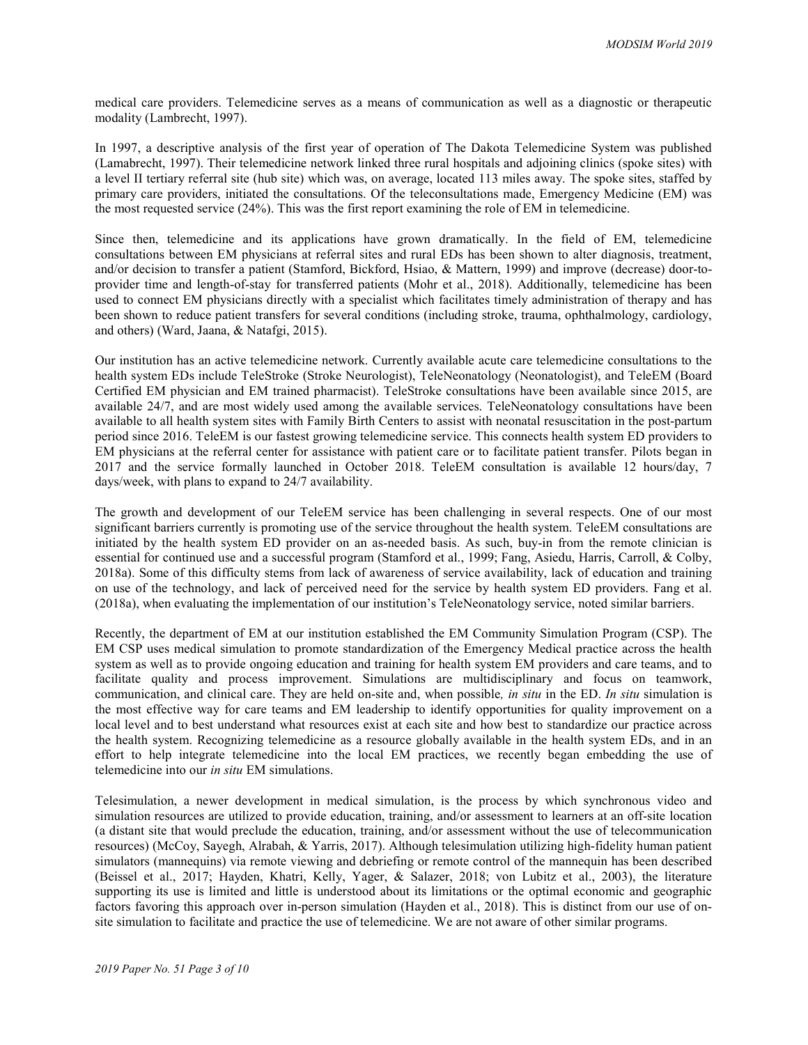medical care providers. Telemedicine serves as a means of communication as well as a diagnostic or therapeutic modality (Lambrecht, 1997).

In 1997, a descriptive analysis of the first year of operation of The Dakota Telemedicine System was published (Lamabrecht, 1997). Their telemedicine network linked three rural hospitals and adjoining clinics (spoke sites) with a level II tertiary referral site (hub site) which was, on average, located 113 miles away. The spoke sites, staffed by primary care providers, initiated the consultations. Of the teleconsultations made, Emergency Medicine (EM) was the most requested service (24%). This was the first report examining the role of EM in telemedicine.

Since then, telemedicine and its applications have grown dramatically. In the field of EM, telemedicine consultations between EM physicians at referral sites and rural EDs has been shown to alter diagnosis, treatment, and/or decision to transfer a patient (Stamford, Bickford, Hsiao, & Mattern, 1999) and improve (decrease) door-to-provider time and length-of-stay for transferred patients (Mohr et al., 2018). Additionally, telemedicine has been used to connect EM physicians directly with a specialist which facilitates timely administration of therapy and has been shown to reduce patient transfers for several conditions (including stroke, trauma, ophthalmology, cardiology, and others) (Ward, Jaana, & Natafgi, 2015).

Our institution has an active telemedicine network. Currently available acute care telemedicine consultations to the health system EDs include TeleStroke (Stroke Neurologist), TeleNeonatology (Neonatologist), and TeleEM (Board Certified EM physician and EM trained pharmacist). TeleStroke consultations have been available since 2015, are available 24/7, and are most widely used among the available services. TeleNeonatology consultations have been available to all health system sites with Family Birth Centers to assist with neonatal resuscitation in the post-partum period since 2016. TeleEM is our fastest growing telemedicine service. This connects health system ED providers to EM physicians at the referral center for assistance with patient care or to facilitate patient transfer. Pilots began in 2017 and the service formally launched in October 2018. TeleEM consultation is available 12 hours/day, 7 days/week, with plans to expand to 24/7 availability.

The growth and development of our TeleEM service has been challenging in several respects. One of our most significant barriers currently is promoting use of the service throughout the health system. TeleEM consultations are initiated by the health system ED provider on an as-needed basis. As such, buy-in from the remote clinician is essential for continued use and a successful program (Stamford et al., 1999; Fang, Asiedu, Harris, Carroll, & Colby, 2018a). Some of this difficulty stems from lack of awareness of service availability, lack of education and training on use of the technology, and lack of perceived need for the service by health system ED providers. Fang et al. (2018a), when evaluating the implementation of our institution's TeleNeonatology service, noted similar barriers.

Recently, the department of EM at our institution established the EM Community Simulation Program (CSP). The EM CSP uses medical simulation to promote standardization of the Emergency Medical practice across the health system as well as to provide ongoing education and training for health system EM providers and care teams, and to facilitate quality and process improvement. Simulations are multidisciplinary and focus on teamwork, communication, and clinical care. They are held on-site and, when possible, *in situ* in the ED. *In situ* simulation is the most effective way for care teams and EM leadership to identify opportunities for quality improvement on a local level and to best understand what resources exist at each site and how best to standardize our practice across the health system. Recognizing telemedicine as a resource globally available in the health system EDs, and in an effort to help integrate telemedicine into the local EM practices, we recently began embedding the use of telemedicine into our *in situ* EM simulations.

Telesimulation, a newer development in medical simulation, is the process by which synchronous video and simulation resources are utilized to provide education, training, and/or assessment to learners at an off-site location (a distant site that would preclude the education, training, and/or assessment without the use of telecommunication resources) (McCoy, Sayegh, Alrabah, & Yarris, 2017). Although telesimulation utilizing high-fidelity human patient simulators (mannequins) via remote viewing and debriefing or remote control of the mannequin has been described (Beissel et al., 2017; Hayden, Khatri, Kelly, Yager, & Salazer, 2018; von Lubitz et al., 2003), the literature supporting its use is limited and little is understood about its limitations or the optimal economic and geographic factors favoring this approach over in-person simulation (Hayden et al., 2018). This is distinct from our use of on-site simulation to facilitate and practice the use of telemedicine. We are not aware of other similar programs.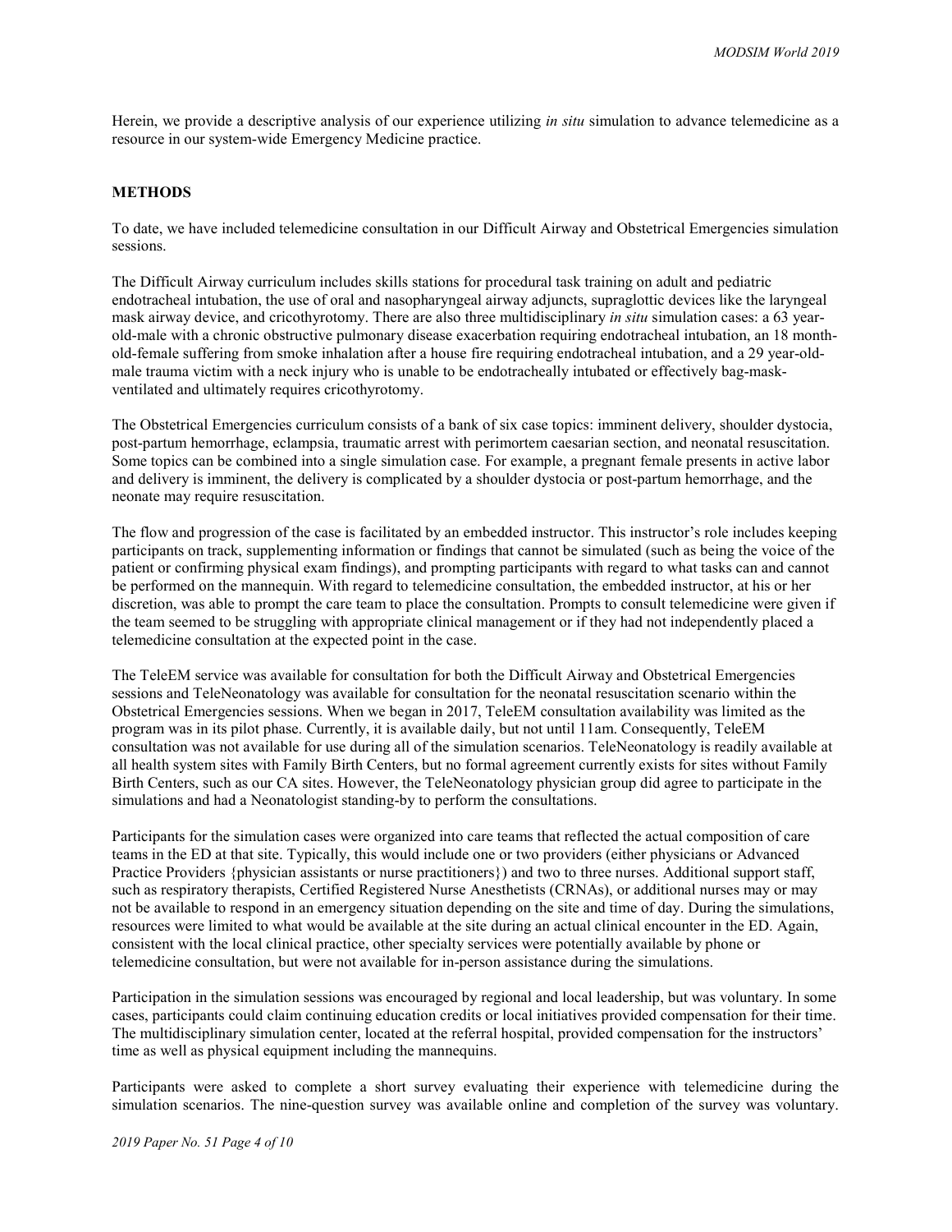Herein, we provide a descriptive analysis of our experience utilizing *in situ* simulation to advance telemedicine as a resource in our system-wide Emergency Medicine practice.

## METHODS

To date, we have included telemedicine consultation in our Difficult Airway and Obstetrical Emergencies simulation sessions.

The Difficult Airway curriculum includes skills stations for procedural task training on adult and pediatric endotracheal intubation, the use of oral and nasopharyngeal airway adjuncts, supraglottic devices like the laryngeal mask airway device, and cricothyrotomy. There are also three multidisciplinary *in situ* simulation cases: a 63 year-old-male with a chronic obstructive pulmonary disease exacerbation requiring endotracheal intubation, an 18 month-old-female suffering from smoke inhalation after a house fire requiring endotracheal intubation, and a 29 year-old-male trauma victim with a neck injury who is unable to be endotracheally intubated or effectively bag-mask-ventilated and ultimately requires cricothyrotomy.

The Obstetrical Emergencies curriculum consists of a bank of six case topics: imminent delivery, shoulder dystocia, post-partum hemorrhage, eclampsia, traumatic arrest with perimortem caesarian section, and neonatal resuscitation. Some topics can be combined into a single simulation case. For example, a pregnant female presents in active labor and delivery is imminent, the delivery is complicated by a shoulder dystocia or post-partum hemorrhage, and the neonate may require resuscitation.

The flow and progression of the case is facilitated by an embedded instructor. This instructor's role includes keeping participants on track, supplementing information or findings that cannot be simulated (such as being the voice of the patient or confirming physical exam findings), and prompting participants with regard to what tasks can and cannot be performed on the mannequin. With regard to telemedicine consultation, the embedded instructor, at his or her discretion, was able to prompt the care team to place the consultation. Prompts to consult telemedicine were given if the team seemed to be struggling with appropriate clinical management or if they had not independently placed a telemedicine consultation at the expected point in the case.

The TeleEM service was available for consultation for both the Difficult Airway and Obstetrical Emergencies sessions and TeleNeonatology was available for consultation for the neonatal resuscitation scenario within the Obstetrical Emergencies sessions. When we began in 2017, TeleEM consultation availability was limited as the program was in its pilot phase. Currently, it is available daily, but not until 11am. Consequently, TeleEM consultation was not available for use during all of the simulation scenarios. TeleNeonatology is readily available at all health system sites with Family Birth Centers, but no formal agreement currently exists for sites without Family Birth Centers, such as our CA sites. However, the TeleNeonatology physician group did agree to participate in the simulations and had a Neonatologist standing-by to perform the consultations.

Participants for the simulation cases were organized into care teams that reflected the actual composition of care teams in the ED at that site. Typically, this would include one or two providers (either physicians or Advanced Practice Providers {physician assistants or nurse practitioners}) and two to three nurses. Additional support staff, such as respiratory therapists, Certified Registered Nurse Anesthetists (CRNAs), or additional nurses may or may not be available to respond in an emergency situation depending on the site and time of day. During the simulations, resources were limited to what would be available at the site during an actual clinical encounter in the ED. Again, consistent with the local clinical practice, other specialty services were potentially available by phone or telemedicine consultation, but were not available for in-person assistance during the simulations.

Participation in the simulation sessions was encouraged by regional and local leadership, but was voluntary. In some cases, participants could claim continuing education credits or local initiatives provided compensation for their time. The multidisciplinary simulation center, located at the referral hospital, provided compensation for the instructors' time as well as physical equipment including the mannequins.

Participants were asked to complete a short survey evaluating their experience with telemedicine during the simulation scenarios. The nine-question survey was available online and completion of the survey was voluntary.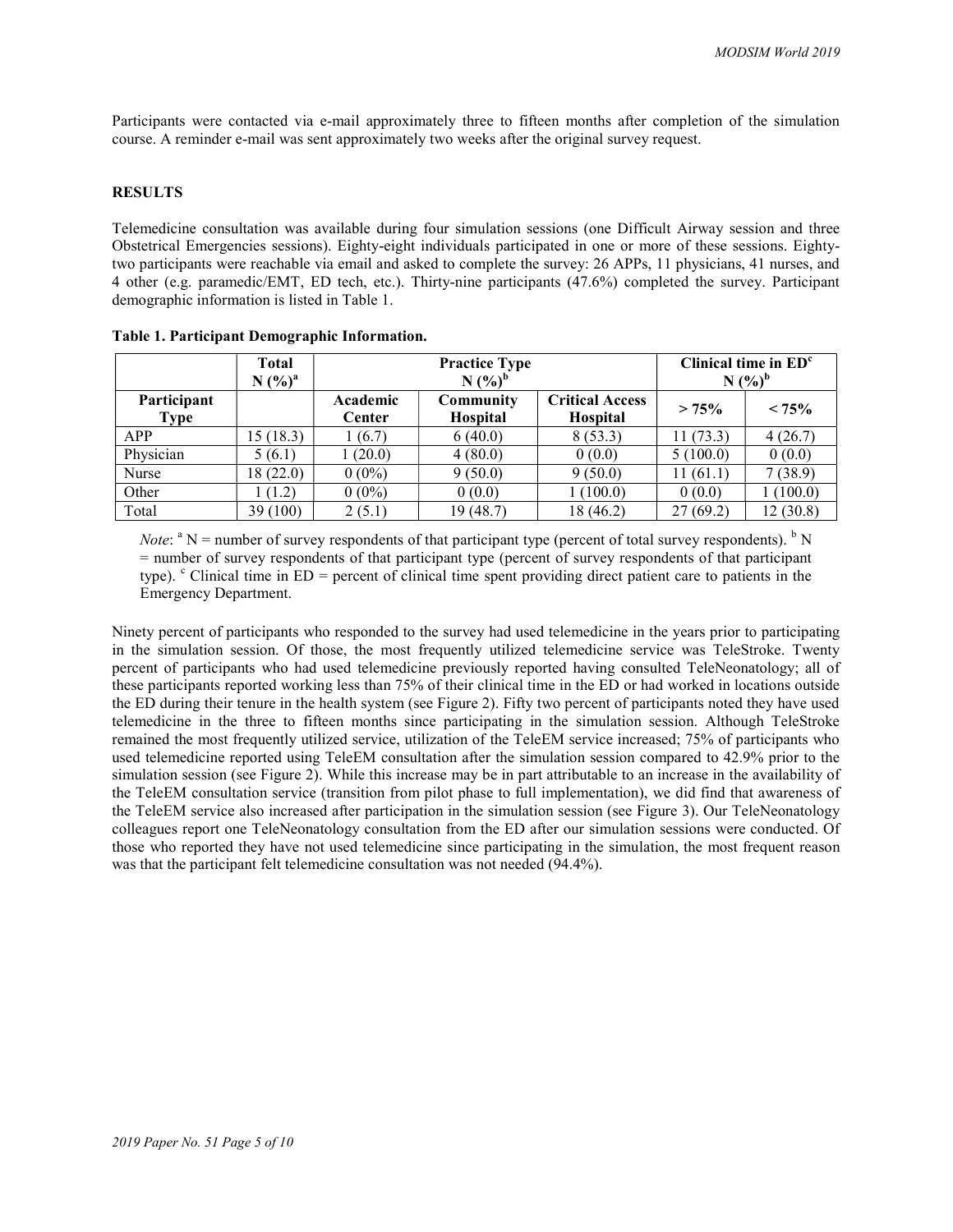Participants were contacted via e-mail approximately three to fifteen months after completion of the simulation course. A reminder e-mail was sent approximately two weeks after the original survey request.

## RESULTS

Telemedicine consultation was available during four simulation sessions (one Difficult Airway session and three Obstetrical Emergencies sessions). Eighty-eight individuals participated in one or more of these sessions. Eighty-two participants were reachable via email and asked to complete the survey: 26 APPs, 11 physicians, 41 nurses, and 4 other (e.g. paramedic/EMT, ED tech, etc.). Thirty-nine participants (47.6%) completed the survey. Participant demographic information is listed in Table 1.

**Table 1. Participant Demographic Information.**

| | **Total N (%)**[a] | **Practice Type N (%)**[b] | | | **Clinical time in ED**[c] **N (%)**[b] | |
|---|---|---|---|---|---|---|
| **Participant Type** | | **Academic Center** | **Community Hospital** | **Critical Access Hospital** | **> 75%** | **< 75%** |
| APP | 15 (18.3) | 1 (6.7) | 6 (40.0) | 8 (53.3) | 11 (73.3) | 4 (26.7) |
| Physician | 5 (6.1) | 1 (20.0) | 4 (80.0) | 0 (0.0) | 5 (100.0) | 0 (0.0) |
| Nurse | 18 (22.0) | 0 (0%) | 9 (50.0) | 9 (50.0) | 11 (61.1) | 7 (38.9) |
| Other | 1 (1.2) | 0 (0%) | 0 (0.0) | 1 (100.0) | 0 (0.0) | 1 (100.0) |
| Total | 39 (100) | 2 (5.1) | 19 (48.7) | 18 (46.2) | 27 (69.2) | 12 (30.8) |

*Note*: [a] N = number of survey respondents of that participant type (percent of total survey respondents). [b] N = number of survey respondents of that participant type (percent of survey respondents of that participant type). [c] Clinical time in ED = percent of clinical time spent providing direct patient care to patients in the Emergency Department.

Ninety percent of participants who responded to the survey had used telemedicine in the years prior to participating in the simulation session. Of those, the most frequently utilized telemedicine service was TeleStroke. Twenty percent of participants who had used telemedicine previously reported having consulted TeleNeonatology; all of these participants reported working less than 75% of their clinical time in the ED or had worked in locations outside the ED during their tenure in the health system (see Figure 2). Fifty two percent of participants noted they have used telemedicine in the three to fifteen months since participating in the simulation session. Although TeleStroke remained the most frequently utilized service, utilization of the TeleEM service increased; 75% of participants who used telemedicine reported using TeleEM consultation after the simulation session compared to 42.9% prior to the simulation session (see Figure 2). While this increase may be in part attributable to an increase in the availability of the TeleEM consultation service (transition from pilot phase to full implementation), we did find that awareness of the TeleEM service also increased after participation in the simulation session (see Figure 3). Our TeleNeonatology colleagues report one TeleNeonatology consultation from the ED after our simulation sessions were conducted. Of those who reported they have not used telemedicine since participating in the simulation, the most frequent reason was that the participant felt telemedicine consultation was not needed (94.4%).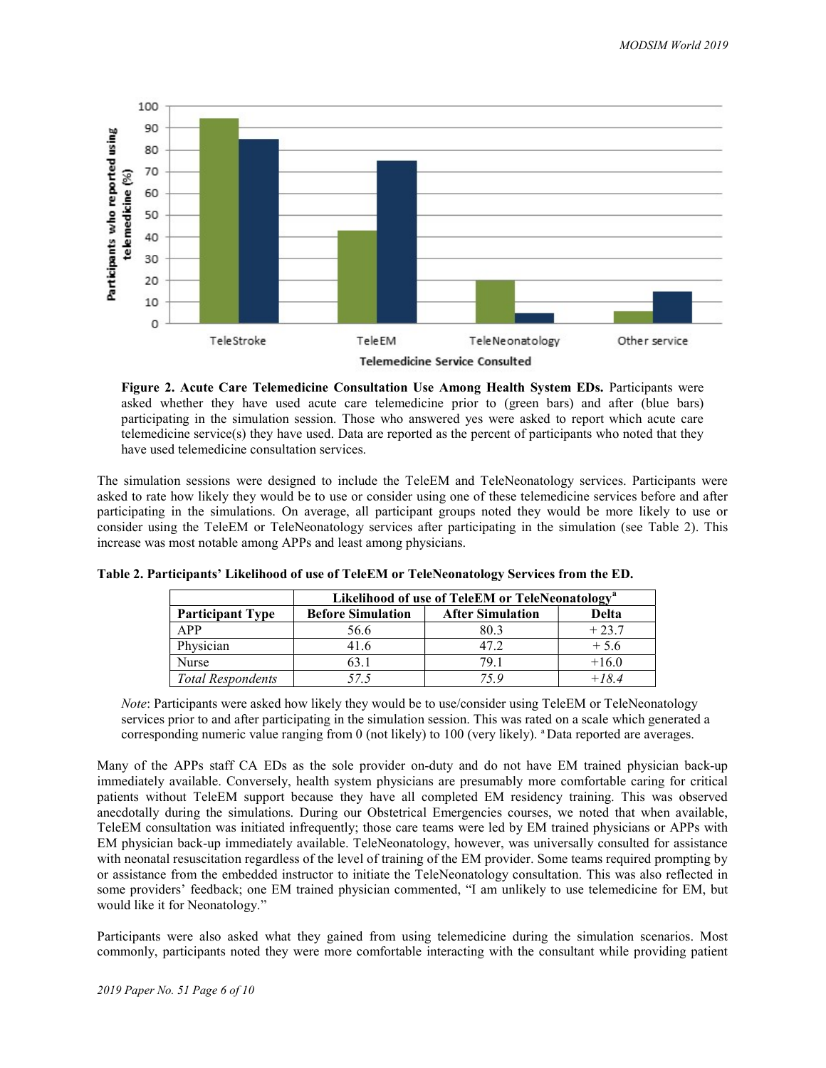**Figure 2. Acute Care Telemedicine Consultation Use Among Health System EDs.** Participants were asked whether they have used acute care telemedicine prior to (green bars) and after (blue bars) participating in the simulation session. Those who answered yes were asked to report which acute care telemedicine service(s) they have used. Data are reported as the percent of participants who noted that they have used telemedicine consultation services.

The simulation sessions were designed to include the TeleEM and TeleNeonatology services. Participants were asked to rate how likely they would be to use or consider using one of these telemedicine services before and after participating in the simulations. On average, all participant groups noted they would be more likely to use or consider using the TeleEM or TeleNeonatology services after participating in the simulation (see Table 2). This increase was most notable among APPs and least among physicians.

**Table 2. Participants' Likelihood of use of TeleEM or TeleNeonatology Services from the ED.**

| | Likelihood of use of TeleEM or TeleNeonatology[a] | | |
|---|---|---|---|
| **Participant Type** | **Before Simulation** | **After Simulation** | **Delta** |
| APP | 56.6 | 80.3 | + 23.7 |
| Physician | 41.6 | 47.2 | + 5.6 |
| Nurse | 63.1 | 79.1 | +16.0 |
| *Total Respondents* | *57.5* | *75.9* | *+18.4* |

*Note*: Participants were asked how likely they would be to use/consider using TeleEM or TeleNeonatology services prior to and after participating in the simulation session. This was rated on a scale which generated a corresponding numeric value ranging from 0 (not likely) to 100 (very likely). [a] Data reported are averages.

Many of the APPs staff CA EDs as the sole provider on-duty and do not have EM trained physician back-up immediately available. Conversely, health system physicians are presumably more comfortable caring for critical patients without TeleEM support because they have all completed EM residency training. This was observed anecdotally during the simulations. During our Obstetrical Emergencies courses, we noted that when available, TeleEM consultation was initiated infrequently; those care teams were led by EM trained physicians or APPs with EM physician back-up immediately available. TeleNeonatology, however, was universally consulted for assistance with neonatal resuscitation regardless of the level of training of the EM provider. Some teams required prompting by or assistance from the embedded instructor to initiate the TeleNeonatology consultation. This was also reflected in some providers' feedback; one EM trained physician commented, "I am unlikely to use telemedicine for EM, but would like it for Neonatology."

Participants were also asked what they gained from using telemedicine during the simulation scenarios. Most commonly, participants noted they were more comfortable interacting with the consultant while providing patient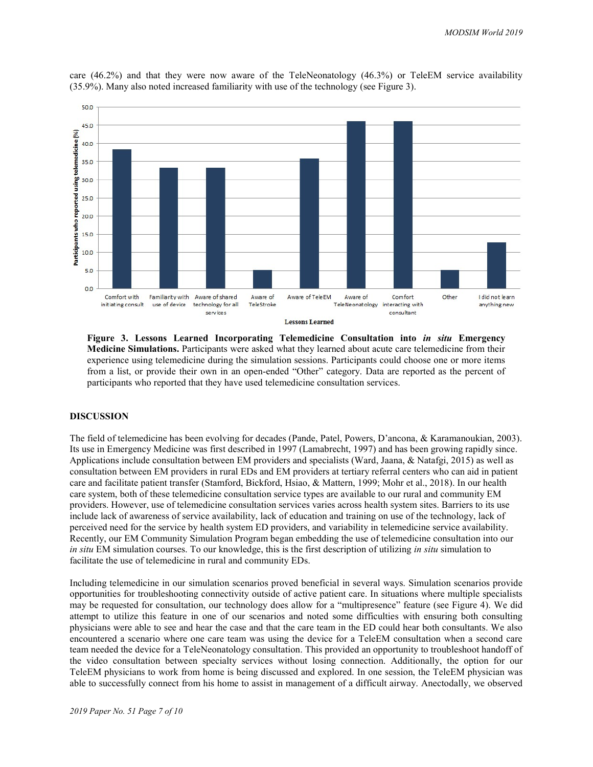care (46.2%) and that they were now aware of the TeleNeonatology (46.3%) or TeleEM service availability (35.9%). Many also noted increased familiarity with use of the technology (see Figure 3).

**Figure 3. Lessons Learned Incorporating Telemedicine Consultation into *in situ* Emergency Medicine Simulations.** Participants were asked what they learned about acute care telemedicine from their experience using telemedicine during the simulation sessions. Participants could choose one or more items from a list, or provide their own in an open-ended "Other" category. Data are reported as the percent of participants who reported that they have used telemedicine consultation services.

## DISCUSSION

The field of telemedicine has been evolving for decades (Pande, Patel, Powers, D'ancona, & Karamanoukian, 2003). Its use in Emergency Medicine was first described in 1997 (Lamabrecht, 1997) and has been growing rapidly since. Applications include consultation between EM providers and specialists (Ward, Jaana, & Natafgi, 2015) as well as consultation between EM providers in rural EDs and EM providers at tertiary referral centers who can aid in patient care and facilitate patient transfer (Stamford, Bickford, Hsiao, & Mattern, 1999; Mohr et al., 2018). In our health care system, both of these telemedicine consultation service types are available to our rural and community EM providers. However, use of telemedicine consultation services varies across health system sites. Barriers to its use include lack of awareness of service availability, lack of education and training on use of the technology, lack of perceived need for the service by health system ED providers, and variability in telemedicine service availability. Recently, our EM Community Simulation Program began embedding the use of telemedicine consultation into our *in situ* EM simulation courses. To our knowledge, this is the first description of utilizing *in situ* simulation to facilitate the use of telemedicine in rural and community EDs.

Including telemedicine in our simulation scenarios proved beneficial in several ways. Simulation scenarios provide opportunities for troubleshooting connectivity outside of active patient care. In situations where multiple specialists may be requested for consultation, our technology does allow for a "multipresence" feature (see Figure 4). We did attempt to utilize this feature in one of our scenarios and noted some difficulties with ensuring both consulting physicians were able to see and hear the case and that the care team in the ED could hear both consultants. We also encountered a scenario where one care team was using the device for a TeleEM consultation when a second care team needed the device for a TeleNeonatology consultation. This provided an opportunity to troubleshoot handoff of the video consultation between specialty services without losing connection. Additionally, the option for our TeleEM physicians to work from home is being discussed and explored. In one session, the TeleEM physician was able to successfully connect from his home to assist in management of a difficult airway. Anectodally, we observed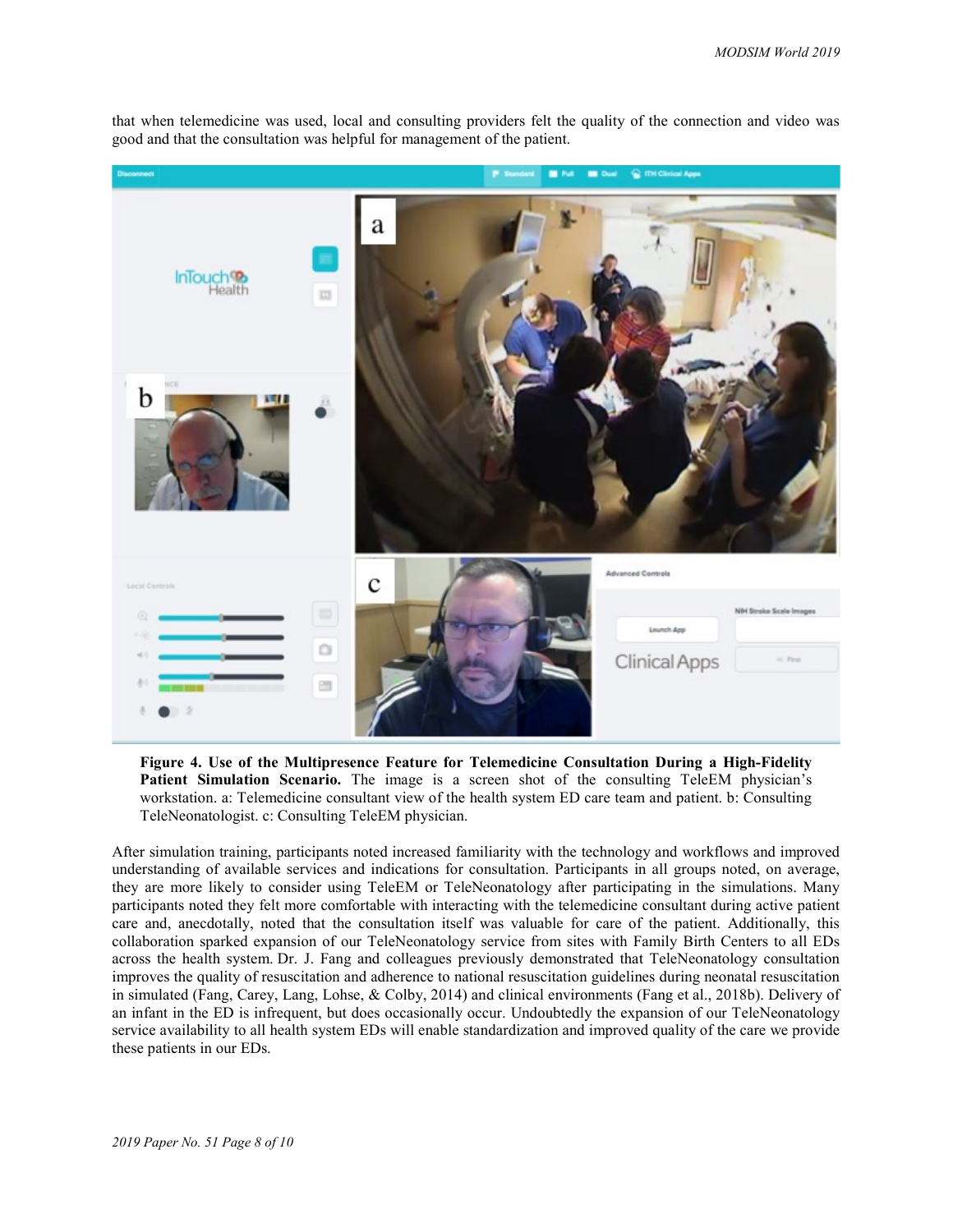that when telemedicine was used, local and consulting providers felt the quality of the connection and video was good and that the consultation was helpful for management of the patient.

**Figure 4. Use of the Multipresence Feature for Telemedicine Consultation During a High-Fidelity Patient Simulation Scenario.** The image is a screen shot of the consulting TeleEM physician's workstation. a: Telemedicine consultant view of the health system ED care team and patient. b: Consulting TeleNeonatologist. c: Consulting TeleEM physician.

After simulation training, participants noted increased familiarity with the technology and workflows and improved understanding of available services and indications for consultation. Participants in all groups noted, on average, they are more likely to consider using TeleEM or TeleNeonatology after participating in the simulations. Many participants noted they felt more comfortable with interacting with the telemedicine consultant during active patient care and, anecdotally, noted that the consultation itself was valuable for care of the patient. Additionally, this collaboration sparked expansion of our TeleNeonatology service from sites with Family Birth Centers to all EDs across the health system. Dr. J. Fang and colleagues previously demonstrated that TeleNeonatology consultation improves the quality of resuscitation and adherence to national resuscitation guidelines during neonatal resuscitation in simulated (Fang, Carey, Lang, Lohse, & Colby, 2014) and clinical environments (Fang et al., 2018b). Delivery of an infant in the ED is infrequent, but does occasionally occur. Undoubtedly the expansion of our TeleNeonatology service availability to all health system EDs will enable standardization and improved quality of the care we provide these patients in our EDs.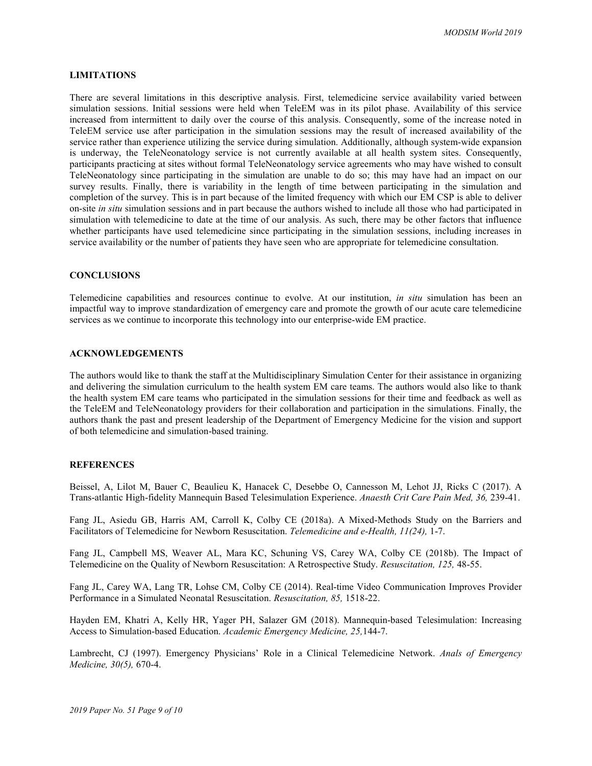## LIMITATIONS

There are several limitations in this descriptive analysis. First, telemedicine service availability varied between simulation sessions. Initial sessions were held when TeleEM was in its pilot phase. Availability of this service increased from intermittent to daily over the course of this analysis. Consequently, some of the increase noted in TeleEM service use after participation in the simulation sessions may the result of increased availability of the service rather than experience utilizing the service during simulation. Additionally, although system-wide expansion is underway, the TeleNeonatology service is not currently available at all health system sites. Consequently, participants practicing at sites without formal TeleNeonatology service agreements who may have wished to consult TeleNeonatology since participating in the simulation are unable to do so; this may have had an impact on our survey results. Finally, there is variability in the length of time between participating in the simulation and completion of the survey. This is in part because of the limited frequency with which our EM CSP is able to deliver on-site *in situ* simulation sessions and in part because the authors wished to include all those who had participated in simulation with telemedicine to date at the time of our analysis. As such, there may be other factors that influence whether participants have used telemedicine since participating in the simulation sessions, including increases in service availability or the number of patients they have seen who are appropriate for telemedicine consultation.

## CONCLUSIONS

Telemedicine capabilities and resources continue to evolve. At our institution, *in situ* simulation has been an impactful way to improve standardization of emergency care and promote the growth of our acute care telemedicine services as we continue to incorporate this technology into our enterprise-wide EM practice.

## ACKNOWLEDGEMENTS

The authors would like to thank the staff at the Multidisciplinary Simulation Center for their assistance in organizing and delivering the simulation curriculum to the health system EM care teams. The authors would also like to thank the health system EM care teams who participated in the simulation sessions for their time and feedback as well as the TeleEM and TeleNeonatology providers for their collaboration and participation in the simulations. Finally, the authors thank the past and present leadership of the Department of Emergency Medicine for the vision and support of both telemedicine and simulation-based training.

## REFERENCES

Beissel, A, Lilot M, Bauer C, Beaulieu K, Hanacek C, Desebbe O, Cannesson M, Lehot JJ, Ricks C (2017). A Trans-atlantic High-fidelity Mannequin Based Telesimulation Experience. *Anaesth Crit Care Pain Med, 36,* 239-41.

Fang JL, Asiedu GB, Harris AM, Carroll K, Colby CE (2018a). A Mixed-Methods Study on the Barriers and Facilitators of Telemedicine for Newborn Resuscitation. *Telemedicine and e-Health, 11(24),* 1-7.

Fang JL, Campbell MS, Weaver AL, Mara KC, Schuning VS, Carey WA, Colby CE (2018b). The Impact of Telemedicine on the Quality of Newborn Resuscitation: A Retrospective Study. *Resuscitation, 125,* 48-55.

Fang JL, Carey WA, Lang TR, Lohse CM, Colby CE (2014). Real-time Video Communication Improves Provider Performance in a Simulated Neonatal Resuscitation. *Resuscitation, 85,* 1518-22.

Hayden EM, Khatri A, Kelly HR, Yager PH, Salazer GM (2018). Mannequin-based Telesimulation: Increasing Access to Simulation-based Education. *Academic Emergency Medicine, 25,*144-7.

Lambrecht, CJ (1997). Emergency Physicians' Role in a Clinical Telemedicine Network. *Anals of Emergency Medicine, 30(5),* 670-4.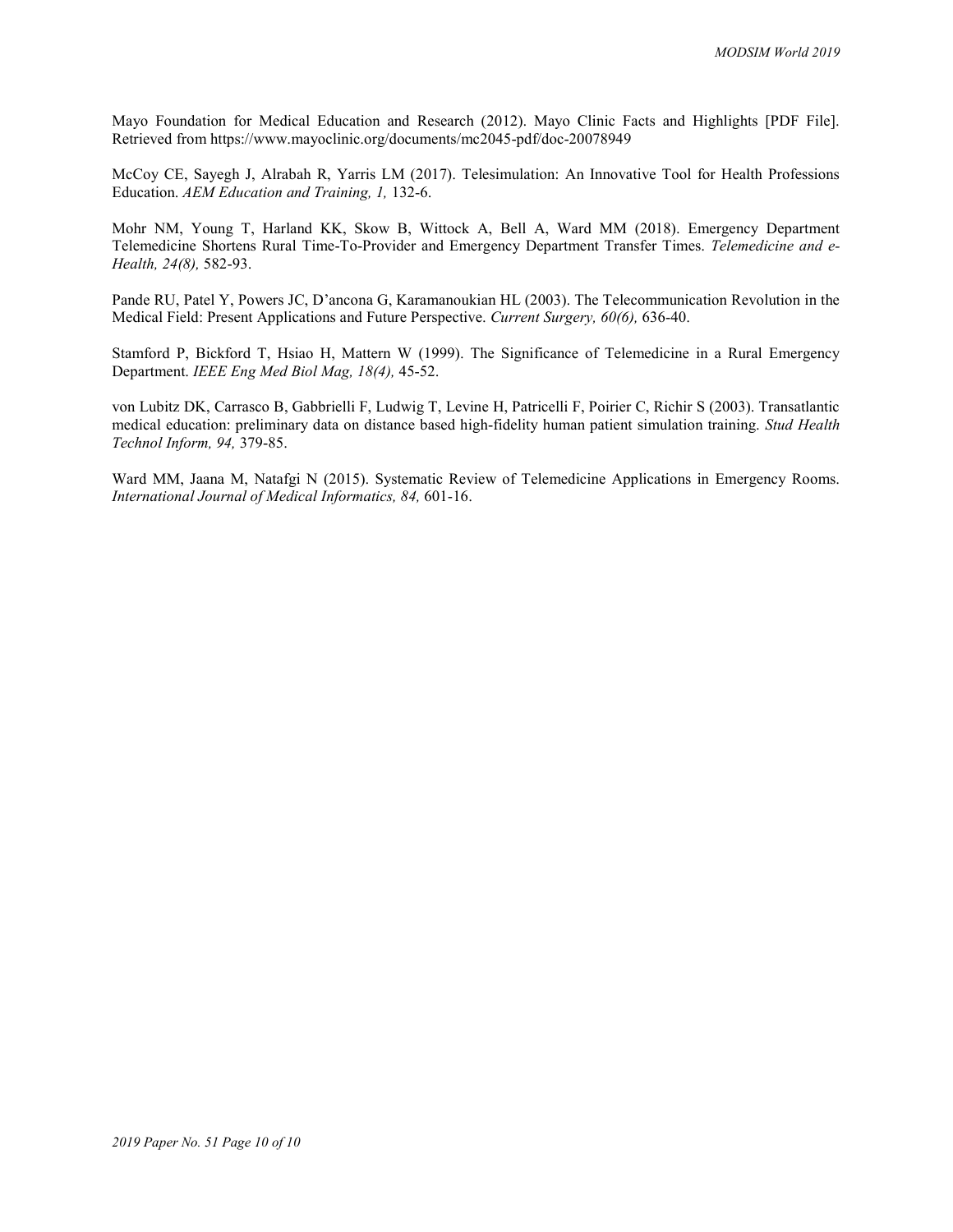Mayo Foundation for Medical Education and Research (2012). Mayo Clinic Facts and Highlights [PDF File]. Retrieved from https://www.mayoclinic.org/documents/mc2045-pdf/doc-20078949

McCoy CE, Sayegh J, Alrabah R, Yarris LM (2017). Telesimulation: An Innovative Tool for Health Professions Education. *AEM Education and Training, 1,* 132-6.

Mohr NM, Young T, Harland KK, Skow B, Wittock A, Bell A, Ward MM (2018). Emergency Department Telemedicine Shortens Rural Time-To-Provider and Emergency Department Transfer Times. *Telemedicine and e-Health, 24(8),* 582-93.

Pande RU, Patel Y, Powers JC, D'ancona G, Karamanoukian HL (2003). The Telecommunication Revolution in the Medical Field: Present Applications and Future Perspective. *Current Surgery, 60(6),* 636-40.

Stamford P, Bickford T, Hsiao H, Mattern W (1999). The Significance of Telemedicine in a Rural Emergency Department. *IEEE Eng Med Biol Mag, 18(4),* 45-52.

von Lubitz DK, Carrasco B, Gabbrielli F, Ludwig T, Levine H, Patricelli F, Poirier C, Richir S (2003). Transatlantic medical education: preliminary data on distance based high-fidelity human patient simulation training. *Stud Health Technol Inform, 94,* 379-85.

Ward MM, Jaana M, Natafgi N (2015). Systematic Review of Telemedicine Applications in Emergency Rooms. *International Journal of Medical Informatics, 84,* 601-16.